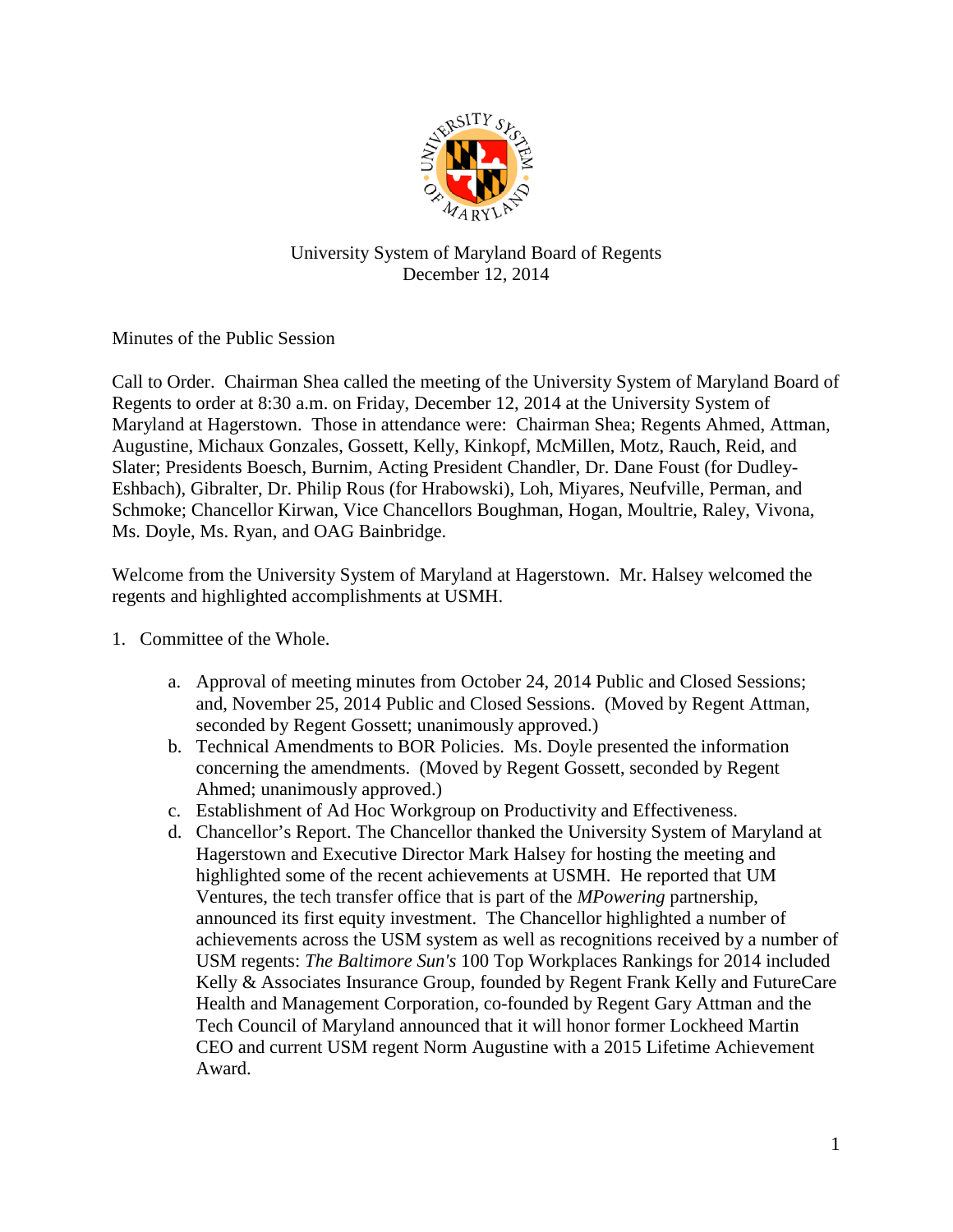University System of Maryland Board of Regents
December 12, 2014

Minutes of the Public Session

Call to Order. Chairman Shea called the meeting of the University System of Maryland Board of Regents to order at 8:30 a.m. on Friday, December 12, 2014 at the University System of Maryland at Hagerstown. Those in attendance were: Chairman Shea; Regents Ahmed, Attman, Augustine, Michaux Gonzales, Gossett, Kelly, Kinkopf, McMillen, Motz, Rauch, Reid, and Slater; Presidents Boesch, Burnim, Acting President Chandler, Dr. Dane Foust (for Dudley-Eshbach), Gibralter, Dr. Philip Rous (for Hrabowski), Loh, Miyares, Neufville, Perman, and Schmoke; Chancellor Kirwan, Vice Chancellors Boughman, Hogan, Moultrie, Raley, Vivona, Ms. Doyle, Ms. Ryan, and OAG Bainbridge.

Welcome from the University System of Maryland at Hagerstown. Mr. Halsey welcomed the regents and highlighted accomplishments at USMH.

1. Committee of the Whole.

    a. Approval of meeting minutes from October 24, 2014 Public and Closed Sessions; and, November 25, 2014 Public and Closed Sessions. (Moved by Regent Attman, seconded by Regent Gossett; unanimously approved.)
    b. Technical Amendments to BOR Policies. Ms. Doyle presented the information concerning the amendments. (Moved by Regent Gossett, seconded by Regent Ahmed; unanimously approved.)
    c. Establishment of Ad Hoc Workgroup on Productivity and Effectiveness.
    d. Chancellor's Report. The Chancellor thanked the University System of Maryland at Hagerstown and Executive Director Mark Halsey for hosting the meeting and highlighted some of the recent achievements at USMH. He reported that UM Ventures, the tech transfer office that is part of the *MPowering* partnership, announced its first equity investment. The Chancellor highlighted a number of achievements across the USM system as well as recognitions received by a number of USM regents: *The Baltimore Sun's* 100 Top Workplaces Rankings for 2014 included Kelly & Associates Insurance Group, founded by Regent Frank Kelly and FutureCare Health and Management Corporation, co-founded by Regent Gary Attman and the Tech Council of Maryland announced that it will honor former Lockheed Martin CEO and current USM regent Norm Augustine with a 2015 Lifetime Achievement Award.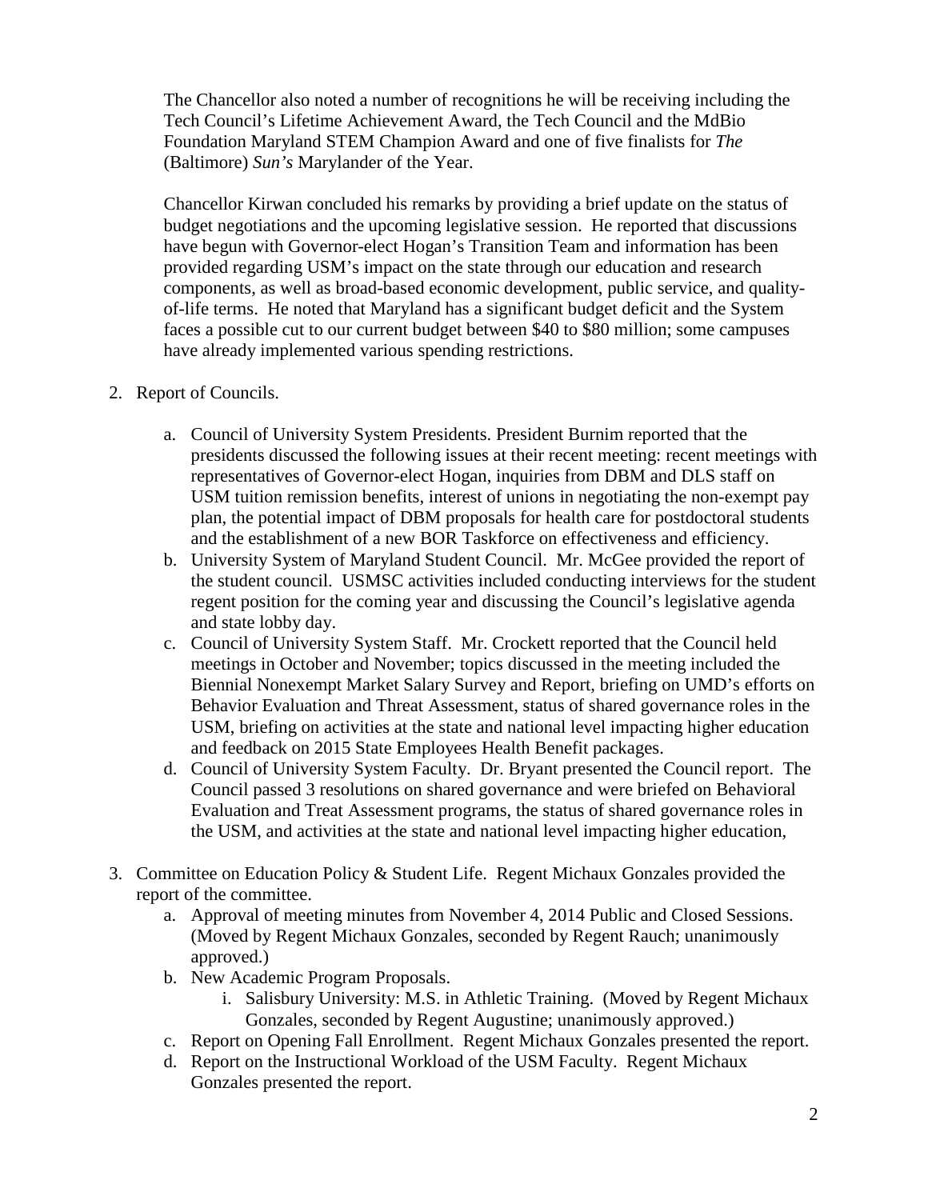The Chancellor also noted a number of recognitions he will be receiving including the Tech Council's Lifetime Achievement Award, the Tech Council and the MdBio Foundation Maryland STEM Champion Award and one of five finalists for *The* (Baltimore) *Sun's* Marylander of the Year.

Chancellor Kirwan concluded his remarks by providing a brief update on the status of budget negotiations and the upcoming legislative session. He reported that discussions have begun with Governor-elect Hogan's Transition Team and information has been provided regarding USM's impact on the state through our education and research components, as well as broad-based economic development, public service, and quality-of-life terms. He noted that Maryland has a significant budget deficit and the System faces a possible cut to our current budget between $40 to $80 million; some campuses have already implemented various spending restrictions.

2. Report of Councils.

   a. Council of University System Presidents. President Burnim reported that the presidents discussed the following issues at their recent meeting: recent meetings with representatives of Governor-elect Hogan, inquiries from DBM and DLS staff on USM tuition remission benefits, interest of unions in negotiating the non-exempt pay plan, the potential impact of DBM proposals for health care for postdoctoral students and the establishment of a new BOR Taskforce on effectiveness and efficiency.
   b. University System of Maryland Student Council. Mr. McGee provided the report of the student council. USMSC activities included conducting interviews for the student regent position for the coming year and discussing the Council's legislative agenda and state lobby day.
   c. Council of University System Staff. Mr. Crockett reported that the Council held meetings in October and November; topics discussed in the meeting included the Biennial Nonexempt Market Salary Survey and Report, briefing on UMD's efforts on Behavior Evaluation and Threat Assessment, status of shared governance roles in the USM, briefing on activities at the state and national level impacting higher education and feedback on 2015 State Employees Health Benefit packages.
   d. Council of University System Faculty. Dr. Bryant presented the Council report. The Council passed 3 resolutions on shared governance and were briefed on Behavioral Evaluation and Treat Assessment programs, the status of shared governance roles in the USM, and activities at the state and national level impacting higher education,

3. Committee on Education Policy & Student Life. Regent Michaux Gonzales provided the report of the committee.
   a. Approval of meeting minutes from November 4, 2014 Public and Closed Sessions. (Moved by Regent Michaux Gonzales, seconded by Regent Rauch; unanimously approved.)
   b. New Academic Program Proposals.
      i. Salisbury University: M.S. in Athletic Training. (Moved by Regent Michaux Gonzales, seconded by Regent Augustine; unanimously approved.)
   c. Report on Opening Fall Enrollment. Regent Michaux Gonzales presented the report.
   d. Report on the Instructional Workload of the USM Faculty. Regent Michaux Gonzales presented the report.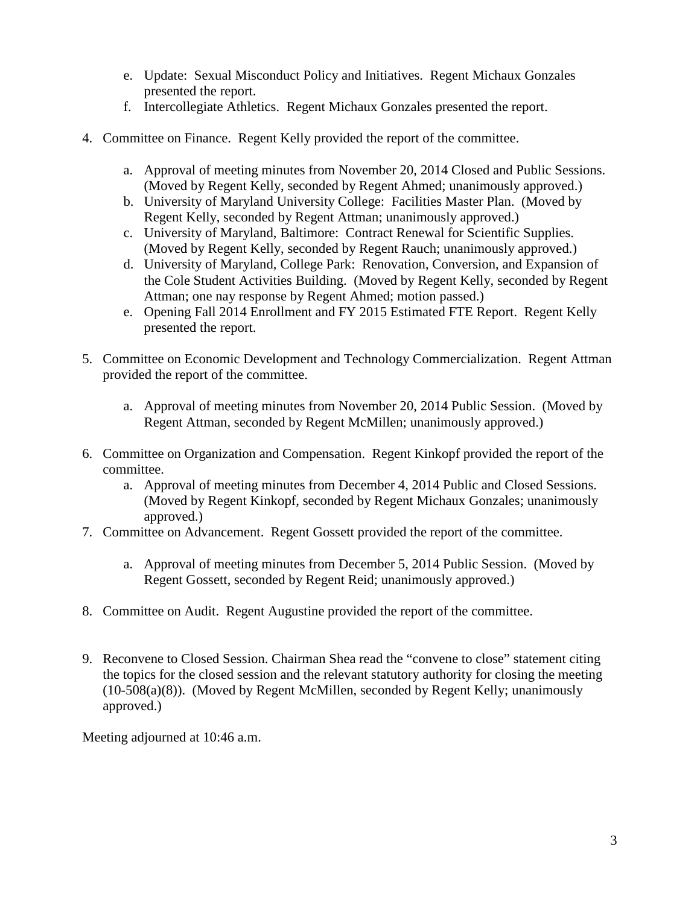e. Update: Sexual Misconduct Policy and Initiatives. Regent Michaux Gonzales presented the report.
   f. Intercollegiate Athletics. Regent Michaux Gonzales presented the report.

4. Committee on Finance. Regent Kelly provided the report of the committee.

   a. Approval of meeting minutes from November 20, 2014 Closed and Public Sessions. (Moved by Regent Kelly, seconded by Regent Ahmed; unanimously approved.)
   b. University of Maryland University College: Facilities Master Plan. (Moved by Regent Kelly, seconded by Regent Attman; unanimously approved.)
   c. University of Maryland, Baltimore: Contract Renewal for Scientific Supplies. (Moved by Regent Kelly, seconded by Regent Rauch; unanimously approved.)
   d. University of Maryland, College Park: Renovation, Conversion, and Expansion of the Cole Student Activities Building. (Moved by Regent Kelly, seconded by Regent Attman; one nay response by Regent Ahmed; motion passed.)
   e. Opening Fall 2014 Enrollment and FY 2015 Estimated FTE Report. Regent Kelly presented the report.

5. Committee on Economic Development and Technology Commercialization. Regent Attman provided the report of the committee.

   a. Approval of meeting minutes from November 20, 2014 Public Session. (Moved by Regent Attman, seconded by Regent McMillen; unanimously approved.)

6. Committee on Organization and Compensation. Regent Kinkopf provided the report of the committee.
   a. Approval of meeting minutes from December 4, 2014 Public and Closed Sessions. (Moved by Regent Kinkopf, seconded by Regent Michaux Gonzales; unanimously approved.)

7. Committee on Advancement. Regent Gossett provided the report of the committee.

   a. Approval of meeting minutes from December 5, 2014 Public Session. (Moved by Regent Gossett, seconded by Regent Reid; unanimously approved.)

8. Committee on Audit. Regent Augustine provided the report of the committee.

9. Reconvene to Closed Session. Chairman Shea read the "convene to close" statement citing the topics for the closed session and the relevant statutory authority for closing the meeting (10-508(a)(8)). (Moved by Regent McMillen, seconded by Regent Kelly; unanimously approved.)

Meeting adjourned at 10:46 a.m.